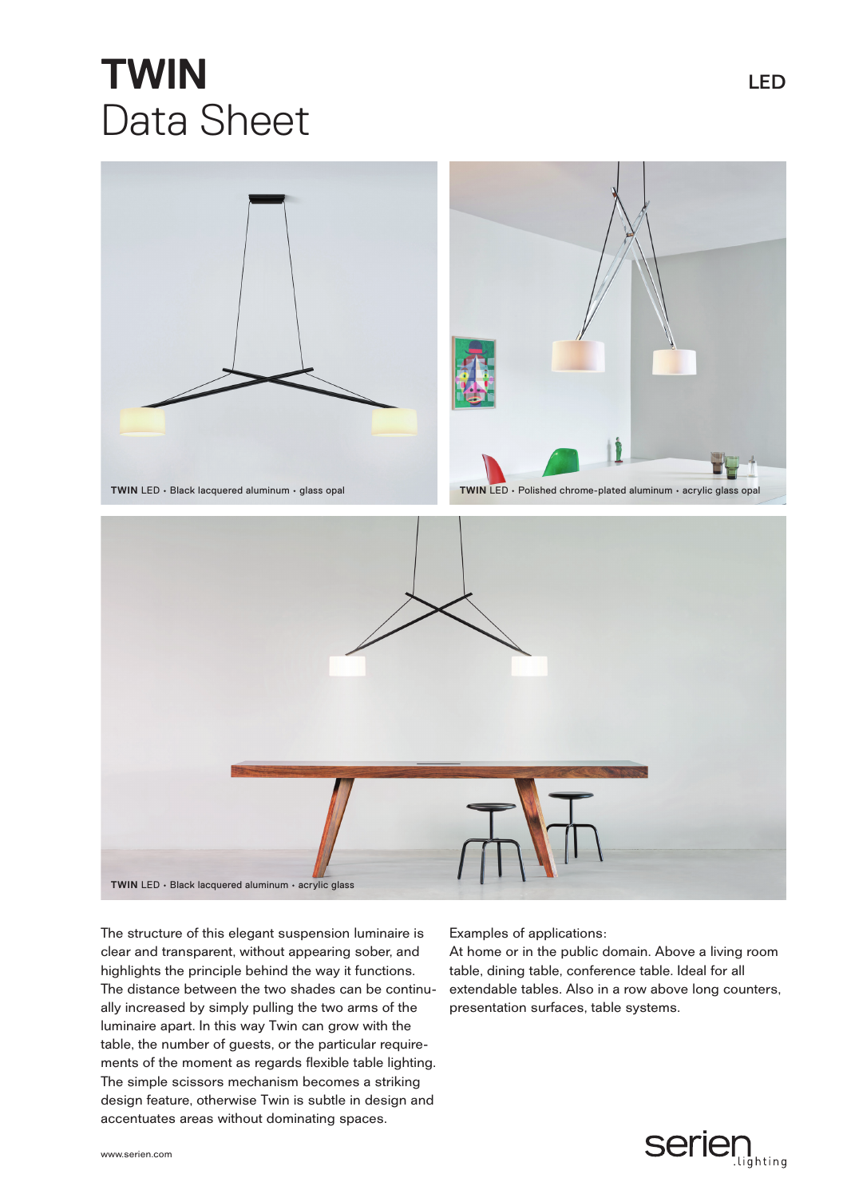# TWIN
## Data Sheet

LED

TWIN LED • Black lacquered aluminum • glass opal

TWIN LED • Polished chrome-plated aluminum • acrylic glass opal

TWIN LED • Black lacquered aluminum • acrylic glass

The structure of this elegant suspension luminaire is clear and transparent, without appearing sober, and highlights the principle behind the way it functions. The distance between the two shades can be continually increased by simply pulling the two arms of the luminaire apart. In this way Twin can grow with the table, the number of guests, or the particular requirements of the moment as regards flexible table lighting. The simple scissors mechanism becomes a striking design feature, otherwise Twin is subtle in design and accentuates areas without dominating spaces.

Examples of applications:
At home or in the public domain. Above a living room table, dining table, conference table. Ideal for all extendable tables. Also in a row above long counters, presentation surfaces, table systems.

www.serien.com

serien.lighting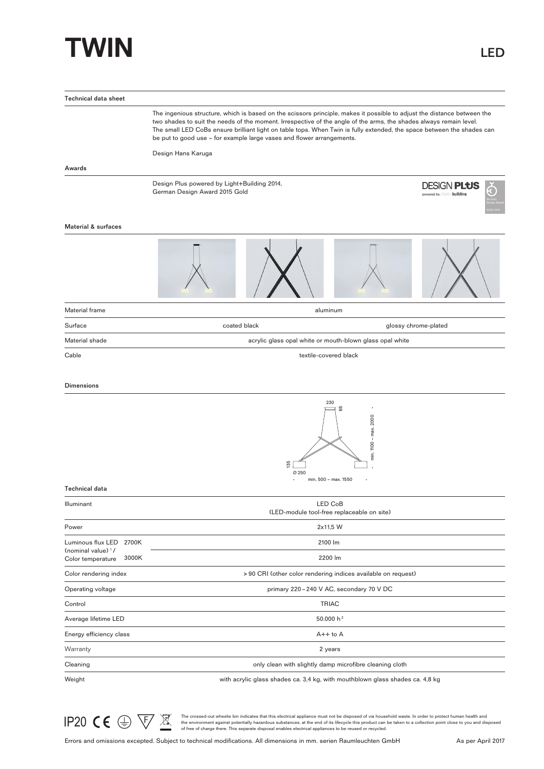# TWIN

LED

## Technical data sheet

The ingenious structure, which is based on the scissors principle, makes it possible to adjust the distance between the two shades to suit the needs of the moment. Irrespective of the angle of the arms, the shades always remain level. The small LED CoBs ensure brilliant light on table tops. When Twin is fully extended, the space between the shades can be put to good use – for example large vases and flower arrangements.

Design Hans Karuga

## Awards

Design Plus powered by Light+Building 2014,
German Design Award 2015 Gold

## Material & surfaces

| | | |
|---|---|---|
| Material frame | aluminum | |
| Surface | coated black | glossy chrome-plated |
| Material shade | acrylic glass opal white or mouth-blown glass opal white | |
| Cable | textile-covered black | |

## Dimensions

230, 65, min. 1100 – max. 2000, 135, Ø 250, min. 500 – max. 1550

## Technical data

| | | |
|---|---|---|
| Illuminant | | LED CoB (LED-module tool-free replaceable on site) |
| Power | | 2x11,5 W |
| Luminous flux LED (nominal value) [1] / Color temperature | 2700K | 2100 lm |
| | 3000K | 2200 lm |
| Color rendering index | | > 90 CRI (other color rendering indices available on request) |
| Operating voltage | | primary 220 – 240 V AC, secondary 70 V DC |
| Control | | TRIAC |
| Average lifetime LED | | 50.000 h [2] |
| Energy efficiency class | | A++ to A |
| Warranty | | 2 years |
| Cleaning | | only clean with slightly damp microfibre cleaning cloth |
| Weight | | with acrylic glass shades ca. 3,4 kg, with mouthblown glass shades ca. 4,8 kg |

IP20

The crossed-out wheelie bin indicates that this electrical appliance must not be disposed of via household waste. In order to protect human health and the environment against potentially hazardous substances, at the end of its lifecycle this product can be taken to a collection point close to you and disposed of free of charge there. This separate disposal enables electrical appliances to be reused or recycled.

Errors and omissions excepted. Subject to technical modifications. All dimensions in mm. serien Raumleuchten GmbH

As per April 2017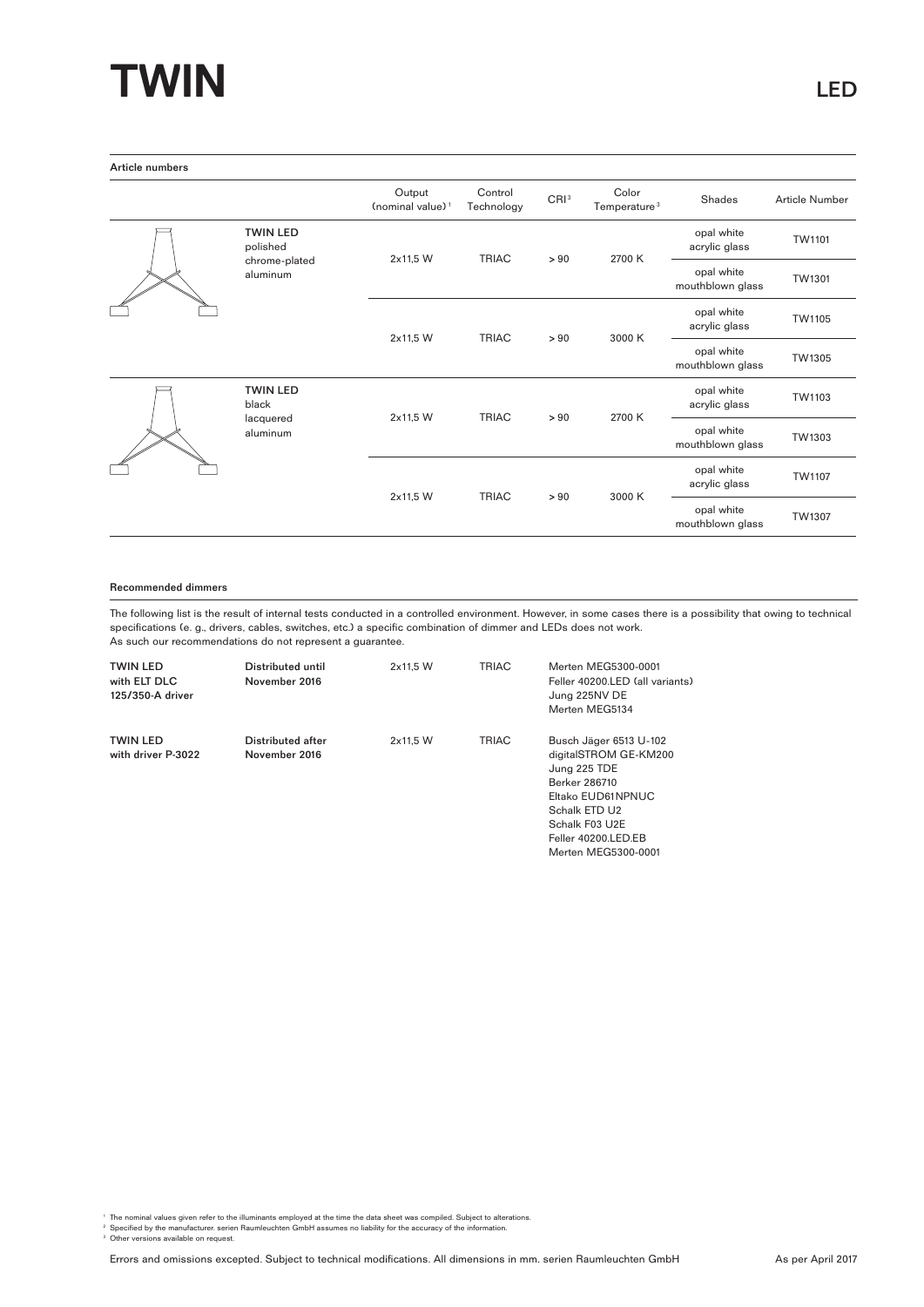# TWIN

LED

**Article numbers**

| | | Output (nominal value)[1] | Control Technology | CRI[3] | Color Temperature[3] | Shades | Article Number |
|---|---|---|---|---|---|---|---|
| | TWIN LED polished chrome-plated aluminum | 2x11,5 W | TRIAC | > 90 | 2700 K | opal white acrylic glass | TW1101 |
| | | | | | | opal white mouthblown glass | TW1301 |
| | | 2x11,5 W | TRIAC | > 90 | 3000 K | opal white acrylic glass | TW1105 |
| | | | | | | opal white mouthblown glass | TW1305 |
| | TWIN LED black lacquered aluminum | 2x11,5 W | TRIAC | > 90 | 2700 K | opal white acrylic glass | TW1103 |
| | | | | | | opal white mouthblown glass | TW1303 |
| | | 2x11,5 W | TRIAC | > 90 | 3000 K | opal white acrylic glass | TW1107 |
| | | | | | | opal white mouthblown glass | TW1307 |

**Recommended dimmers**

The following list is the result of internal tests conducted in a controlled environment. However, in some cases there is a possibility that owing to technical specifications (e. g., drivers, cables, switches, etc.) a specific combination of dimmer and LEDs does not work.
As such our recommendations do not represent a guarantee.

| | | | | |
|---|---|---|---|---|
| **TWIN LED with ELT DLC 125/350-A driver** | **Distributed until November 2016** | 2x11,5 W | TRIAC | Merten MEG5300-0001<br>Feller 40200.LED (all variants)<br>Jung 225NV DE<br>Merten MEG5134 |
| **TWIN LED with driver P-3022** | **Distributed after November 2016** | 2x11,5 W | TRIAC | Busch Jäger 6513 U-102<br>digitalSTROM GE-KM200<br>Jung 225 TDE<br>Berker 286710<br>Eltako EUD61NPNUC<br>Schalk ETD U2<br>Schalk F03 U2E<br>Feller 40200.LED.EB<br>Merten MEG5300-0001 |

[1] The nominal values given refer to the illuminants employed at the time the data sheet was compiled. Subject to alterations.
[2] Specified by the manufacturer. serien Raumleuchten GmbH assumes no liability for the accuracy of the information.
[3] Other versions available on request.

Errors and omissions excepted. Subject to technical modifications. All dimensions in mm. serien Raumleuchten GmbH

As per April 2017